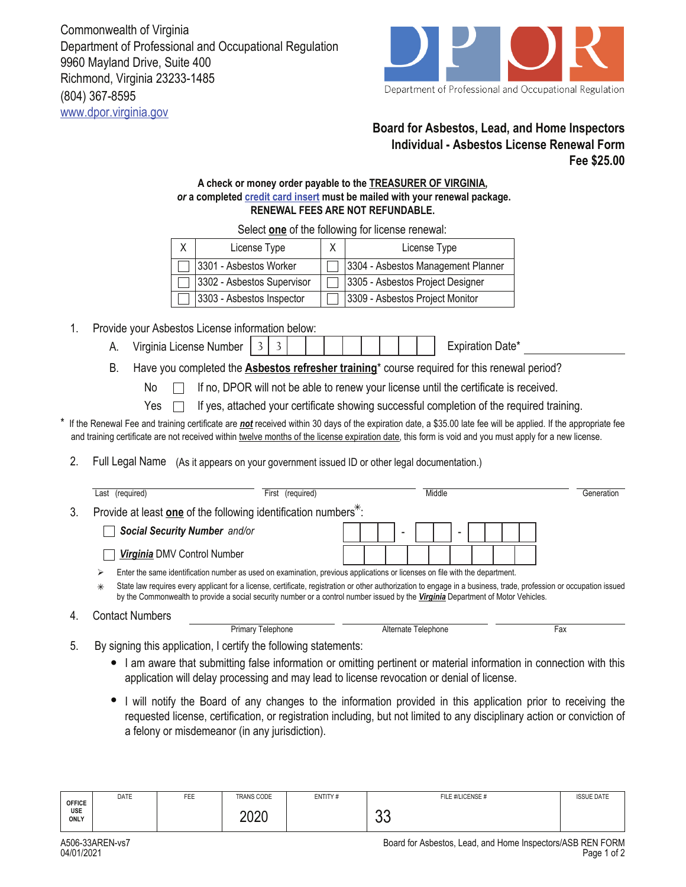Commonwealth of Virginia
Department of Professional and Occupational Regulation
9960 Mayland Drive, Suite 400
Richmond, Virginia 23233-1485
(804) 367-8595
www.dpor.virginia.gov

DPOR
Department of Professional and Occupational Regulation

## Board for Asbestos, Lead, and Home Inspectors
## Individual - Asbestos License Renewal Form
## Fee $25.00

**A check or money order payable to the TREASURER OF VIRGINIA,**
***or* a completed credit card insert must be mailed with your renewal package.**
**RENEWAL FEES ARE NOT REFUNDABLE.**

Select **one** of the following for license renewal:

| X | License Type | X | License Type |
|---|---|---|---|
| ☐ | 3301 - Asbestos Worker | ☐ | 3304 - Asbestos Management Planner |
| ☐ | 3302 - Asbestos Supervisor | ☐ | 3305 - Asbestos Project Designer |
| ☐ | 3303 - Asbestos Inspector | ☐ | 3309 - Asbestos Project Monitor |

1. Provide your Asbestos License information below:
   A. Virginia License Number 3 3 ___ ___ ___ ___ ___ ___ ___ ___    Expiration Date* ____________
   B. Have you completed the **Asbestos refresher training*** course required for this renewal period?
      No ☐ If no, DPOR will not be able to renew your license until the certificate is received.
      Yes ☐ If yes, attached your certificate showing successful completion of the required training.

\* If the Renewal Fee and training certificate are ***not*** received within 30 days of the expiration date, a $35.00 late fee will be applied. If the appropriate fee and training certificate are not received within twelve months of the license expiration date, this form is void and you must apply for a new license.

2. Full Legal Name (As it appears on your government issued ID or other legal documentation.)

   ____________ Last (required) ____________ First (required) ____________ Middle ____________ Generation

3. Provide at least **one** of the following identification numbers✳:
   ☐ ***Social Security Number** and/or* ___ ___ ___ - ___ ___ - ___ ___ ___ ___
   ☐ ***Virginia*** DMV Control Number ___ ___ ___ ___ ___ ___ ___ ___ ___

   ➢ Enter the same identification number as used on examination, previous applications or licenses on file with the department.
   ✳ State law requires every applicant for a license, certificate, registration or other authorization to engage in a business, trade, profession or occupation issued by the Commonwealth to provide a social security number or a control number issued by the ***Virginia*** Department of Motor Vehicles.

4. Contact Numbers ____________ Primary Telephone ____________ Alternate Telephone ____________ Fax

5. By signing this application, I certify the following statements:
   - I am aware that submitting false information or omitting pertinent or material information in connection with this application will delay processing and may lead to license revocation or denial of license.
   - I will notify the Board of any changes to the information provided in this application prior to receiving the requested license, certification, or registration including, but not limited to any disciplinary action or conviction of a felony or misdemeanor (in any jurisdiction).

| OFFICE USE ONLY | DATE | FEE | TRANS CODE | ENTITY # | FILE #/LICENSE # | ISSUE DATE |
|---|---|---|---|---|---|---|
| | | | 2020 | | 33 | |

A506-33AREN-vs7
04/01/2021

Board for Asbestos, Lead, and Home Inspectors/ASB REN FORM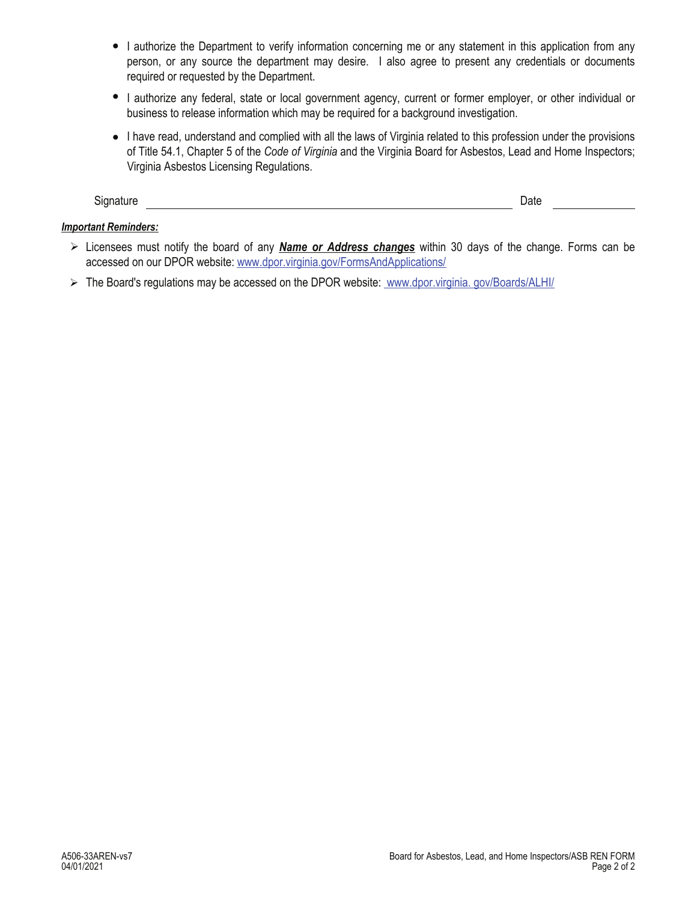- I authorize the Department to verify information concerning me or any statement in this application from any person, or any source the department may desire. I also agree to present any credentials or documents required or requested by the Department.
- I authorize any federal, state or local government agency, current or former employer, or other individual or business to release information which may be required for a background investigation.
- I have read, understand and complied with all the laws of Virginia related to this profession under the provisions of Title 54.1, Chapter 5 of the *Code of Virginia* and the Virginia Board for Asbestos, Lead and Home Inspectors; Virginia Asbestos Licensing Regulations.

Signature ______________________________________________ Date ____________

***Important Reminders:***

- Licensees must notify the board of any ***Name or Address changes*** within 30 days of the change. Forms can be accessed on our DPOR website: www.dpor.virginia.gov/FormsAndApplications/
- The Board's regulations may be accessed on the DPOR website: www.dpor.virginia. gov/Boards/ALHI/

A506-33AREN-vs7
04/01/2021

Board for Asbestos, Lead, and Home Inspectors/ASB REN FORM